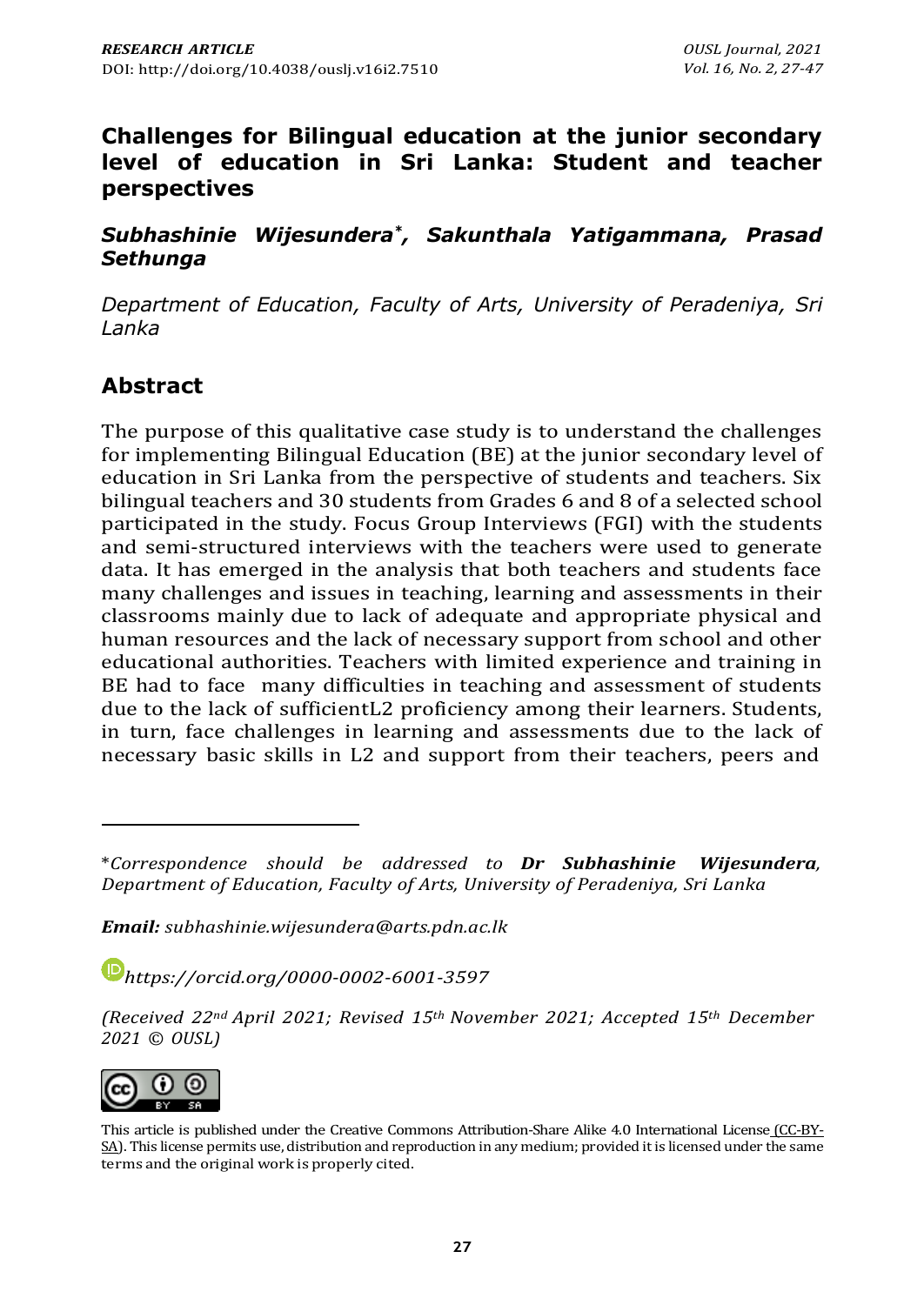# Challenges for Bilingual education at the junior secondary level of education in Sri Lanka: Student and teacher perspectives

***Subhashinie Wijesundera*\*, Sakunthala Yatigammana, Prasad Sethunga***

*Department of Education, Faculty of Arts, University of Peradeniya, Sri Lanka*

## Abstract

The purpose of this qualitative case study is to understand the challenges for implementing Bilingual Education (BE) at the junior secondary level of education in Sri Lanka from the perspective of students and teachers. Six bilingual teachers and 30 students from Grades 6 and 8 of a selected school participated in the study. Focus Group Interviews (FGI) with the students and semi-structured interviews with the teachers were used to generate data. It has emerged in the analysis that both teachers and students face many challenges and issues in teaching, learning and assessments in their classrooms mainly due to lack of adequate and appropriate physical and human resources and the lack of necessary support from school and other educational authorities. Teachers with limited experience and training in BE had to face many difficulties in teaching and assessment of students due to the lack of sufficientL2 proficiency among their learners. Students, in turn, face challenges in learning and assessments due to the lack of necessary basic skills in L2 and support from their teachers, peers and

---

\**Correspondence should be addressed to **Dr Subhashinie Wijesundera**, Department of Education, Faculty of Arts, University of Peradeniya, Sri Lanka*

***Email:** subhashinie.wijesundera@arts.pdn.ac.lk*

*https://orcid.org/0000-0002-6001-3597*

*(Received 22nd April 2021; Revised 15th November 2021; Accepted 15th December 2021 © OUSL)*

This article is published under the Creative Commons Attribution-Share Alike 4.0 International License (CC-BY-SA). This license permits use, distribution and reproduction in any medium; provided it is licensed under the same terms and the original work is properly cited.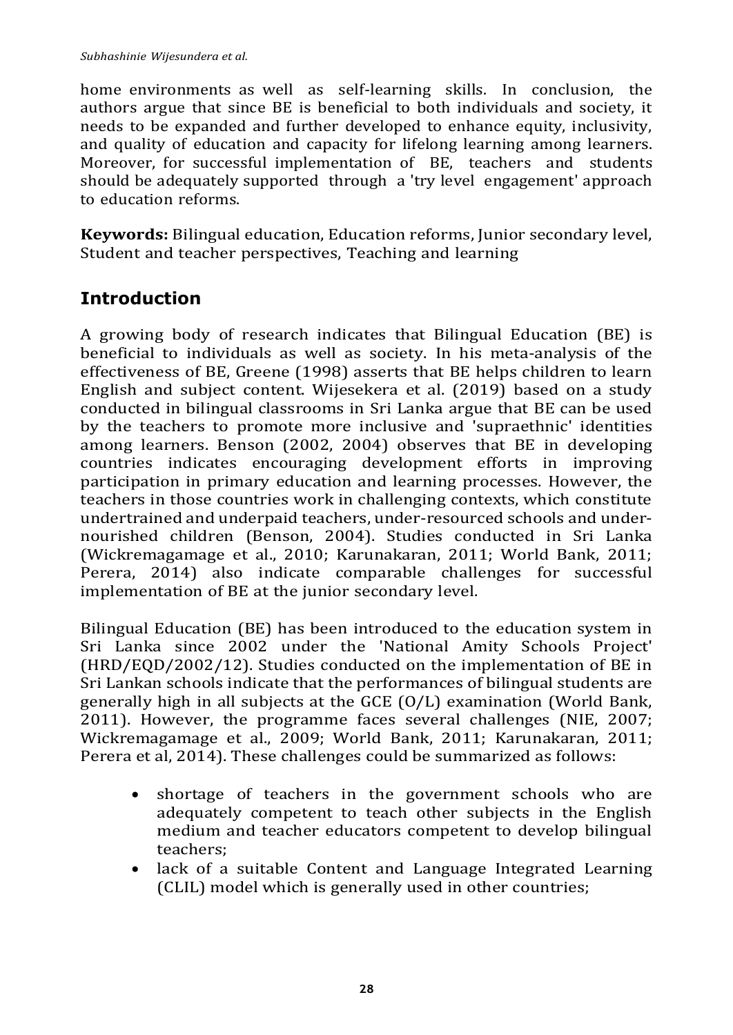home environments as well as self-learning skills. In conclusion, the authors argue that since BE is beneficial to both individuals and society, it needs to be expanded and further developed to enhance equity, inclusivity, and quality of education and capacity for lifelong learning among learners. Moreover, for successful implementation of BE, teachers and students should be adequately supported through a 'try level engagement' approach to education reforms.

**Keywords:** Bilingual education, Education reforms, Junior secondary level, Student and teacher perspectives, Teaching and learning

## Introduction

A growing body of research indicates that Bilingual Education (BE) is beneficial to individuals as well as society. In his meta-analysis of the effectiveness of BE, Greene (1998) asserts that BE helps children to learn English and subject content. Wijesekera et al. (2019) based on a study conducted in bilingual classrooms in Sri Lanka argue that BE can be used by the teachers to promote more inclusive and 'supraethnic' identities among learners. Benson (2002, 2004) observes that BE in developing countries indicates encouraging development efforts in improving participation in primary education and learning processes. However, the teachers in those countries work in challenging contexts, which constitute undertrained and underpaid teachers, under-resourced schools and under-nourished children (Benson, 2004). Studies conducted in Sri Lanka (Wickremagamage et al., 2010; Karunakaran, 2011; World Bank, 2011; Perera, 2014) also indicate comparable challenges for successful implementation of BE at the junior secondary level.

Bilingual Education (BE) has been introduced to the education system in Sri Lanka since 2002 under the 'National Amity Schools Project' (HRD/EQD/2002/12). Studies conducted on the implementation of BE in Sri Lankan schools indicate that the performances of bilingual students are generally high in all subjects at the GCE (O/L) examination (World Bank, 2011). However, the programme faces several challenges (NIE, 2007; Wickremagamage et al., 2009; World Bank, 2011; Karunakaran, 2011; Perera et al, 2014). These challenges could be summarized as follows:

- shortage of teachers in the government schools who are adequately competent to teach other subjects in the English medium and teacher educators competent to develop bilingual teachers;
- lack of a suitable Content and Language Integrated Learning (CLIL) model which is generally used in other countries;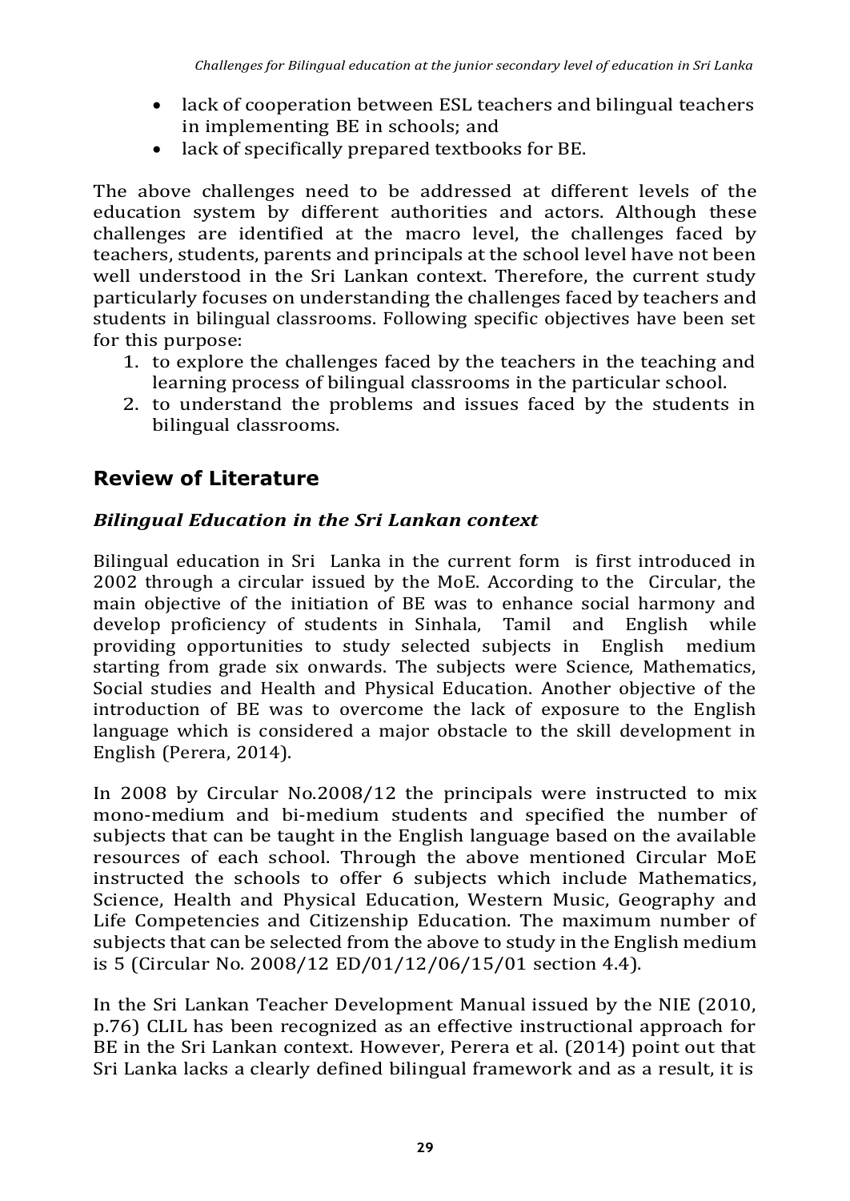- lack of cooperation between ESL teachers and bilingual teachers in implementing BE in schools; and
- lack of specifically prepared textbooks for BE.

The above challenges need to be addressed at different levels of the education system by different authorities and actors. Although these challenges are identified at the macro level, the challenges faced by teachers, students, parents and principals at the school level have not been well understood in the Sri Lankan context. Therefore, the current study particularly focuses on understanding the challenges faced by teachers and students in bilingual classrooms. Following specific objectives have been set for this purpose:

1. to explore the challenges faced by the teachers in the teaching and learning process of bilingual classrooms in the particular school.
2. to understand the problems and issues faced by the students in bilingual classrooms.

## Review of Literature

### *Bilingual Education in the Sri Lankan context*

Bilingual education in Sri Lanka in the current form is first introduced in 2002 through a circular issued by the MoE. According to the Circular, the main objective of the initiation of BE was to enhance social harmony and develop proficiency of students in Sinhala, Tamil and English while providing opportunities to study selected subjects in English medium starting from grade six onwards. The subjects were Science, Mathematics, Social studies and Health and Physical Education. Another objective of the introduction of BE was to overcome the lack of exposure to the English language which is considered a major obstacle to the skill development in English (Perera, 2014).

In 2008 by Circular No.2008/12 the principals were instructed to mix mono-medium and bi-medium students and specified the number of subjects that can be taught in the English language based on the available resources of each school. Through the above mentioned Circular MoE instructed the schools to offer 6 subjects which include Mathematics, Science, Health and Physical Education, Western Music, Geography and Life Competencies and Citizenship Education. The maximum number of subjects that can be selected from the above to study in the English medium is 5 (Circular No. 2008/12 ED/01/12/06/15/01 section 4.4).

In the Sri Lankan Teacher Development Manual issued by the NIE (2010, p.76) CLIL has been recognized as an effective instructional approach for BE in the Sri Lankan context. However, Perera et al. (2014) point out that Sri Lanka lacks a clearly defined bilingual framework and as a result, it is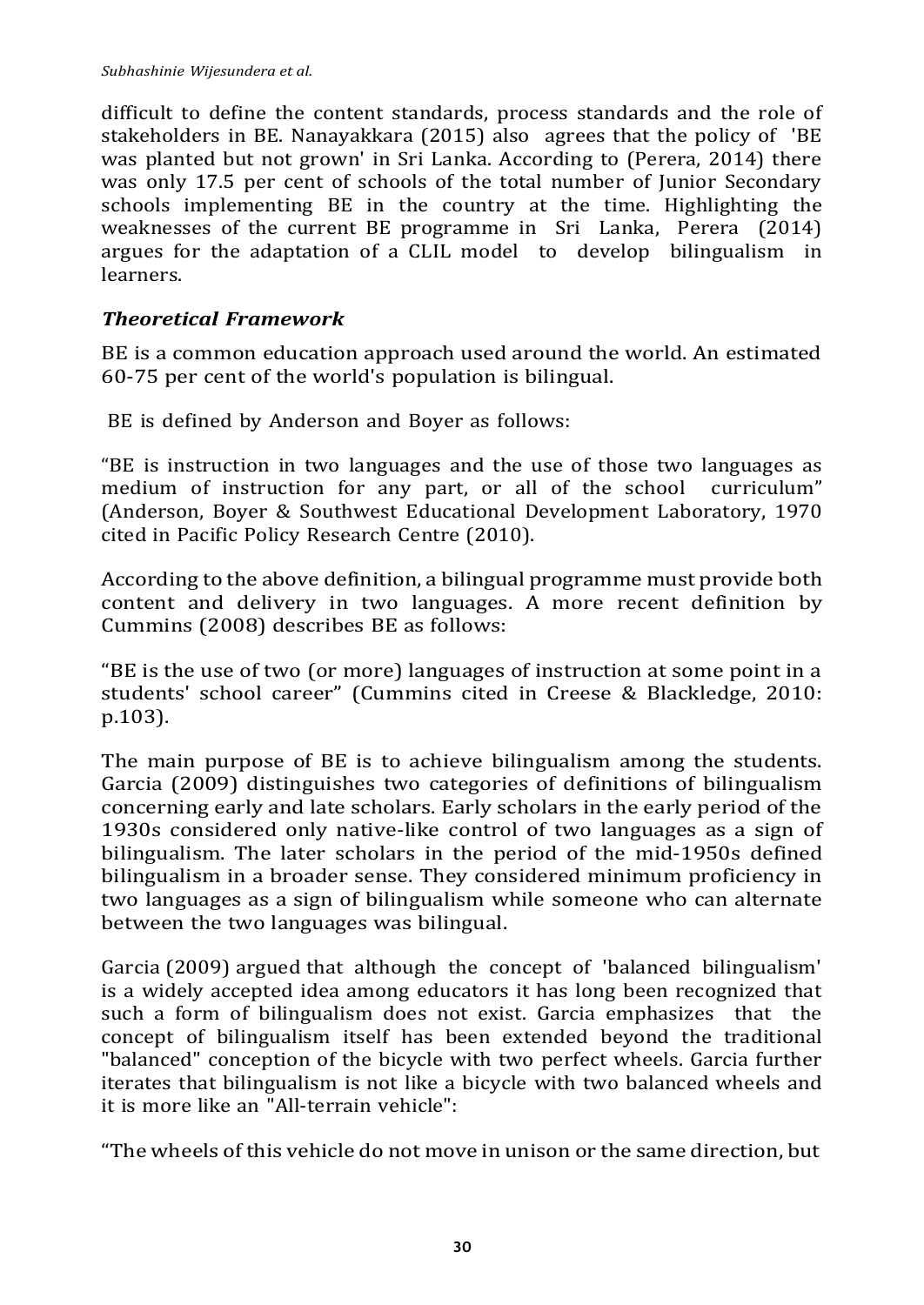difficult to define the content standards, process standards and the role of stakeholders in BE. Nanayakkara (2015) also agrees that the policy of 'BE was planted but not grown' in Sri Lanka. According to (Perera, 2014) there was only 17.5 per cent of schools of the total number of Junior Secondary schools implementing BE in the country at the time. Highlighting the weaknesses of the current BE programme in Sri Lanka, Perera (2014) argues for the adaptation of a CLIL model to develop bilingualism in learners.

### *Theoretical Framework*

BE is a common education approach used around the world. An estimated 60-75 per cent of the world's population is bilingual.

BE is defined by Anderson and Boyer as follows:

"BE is instruction in two languages and the use of those two languages as medium of instruction for any part, or all of the school curriculum" (Anderson, Boyer & Southwest Educational Development Laboratory, 1970 cited in Pacific Policy Research Centre (2010).

According to the above definition, a bilingual programme must provide both content and delivery in two languages. A more recent definition by Cummins (2008) describes BE as follows:

"BE is the use of two (or more) languages of instruction at some point in a students' school career" (Cummins cited in Creese & Blackledge, 2010: p.103).

The main purpose of BE is to achieve bilingualism among the students. Garcia (2009) distinguishes two categories of definitions of bilingualism concerning early and late scholars. Early scholars in the early period of the 1930s considered only native-like control of two languages as a sign of bilingualism. The later scholars in the period of the mid-1950s defined bilingualism in a broader sense. They considered minimum proficiency in two languages as a sign of bilingualism while someone who can alternate between the two languages was bilingual.

Garcia (2009) argued that although the concept of 'balanced bilingualism' is a widely accepted idea among educators it has long been recognized that such a form of bilingualism does not exist. Garcia emphasizes that the concept of bilingualism itself has been extended beyond the traditional "balanced" conception of the bicycle with two perfect wheels. Garcia further iterates that bilingualism is not like a bicycle with two balanced wheels and it is more like an "All-terrain vehicle":

"The wheels of this vehicle do not move in unison or the same direction, but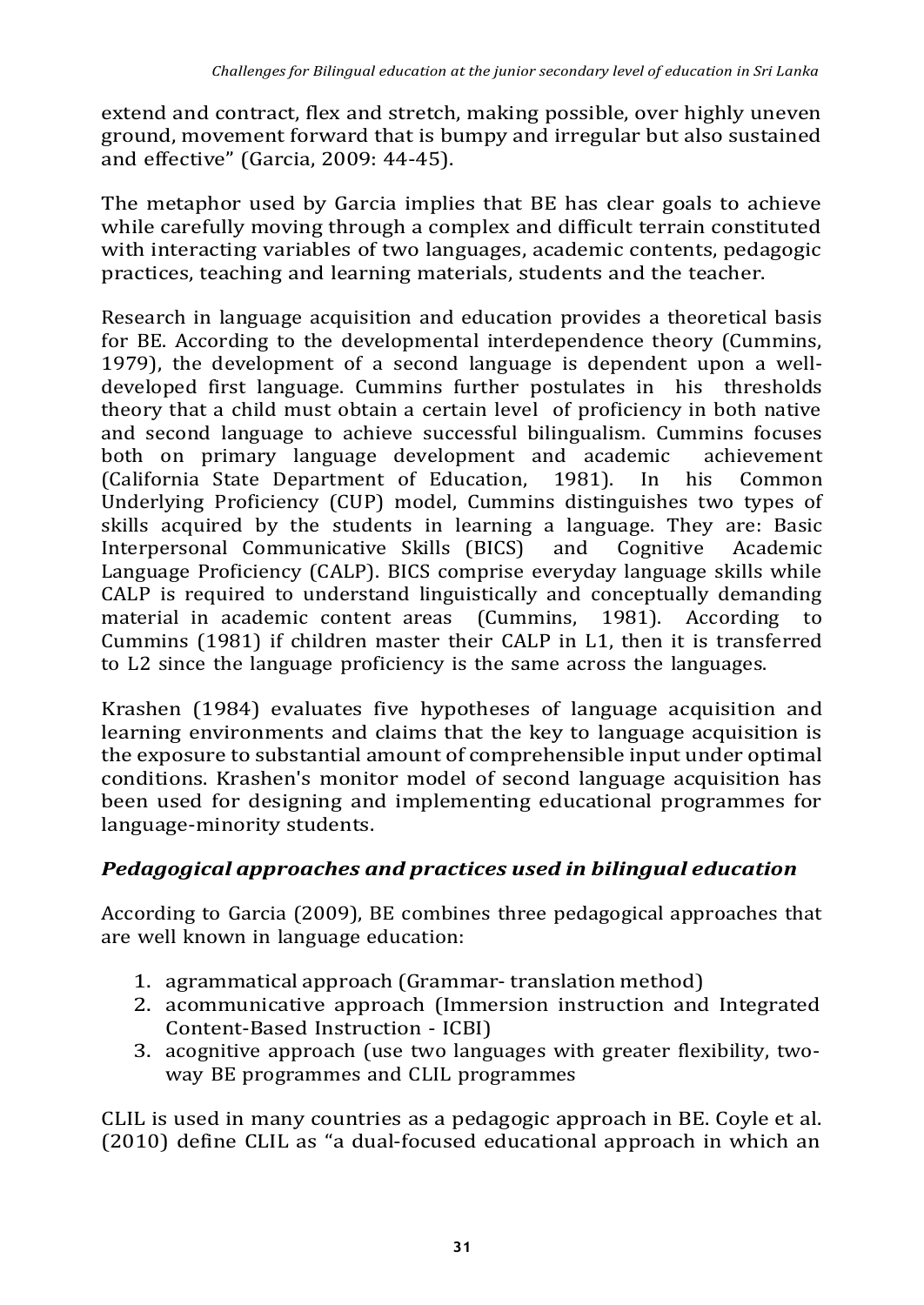extend and contract, flex and stretch, making possible, over highly uneven ground, movement forward that is bumpy and irregular but also sustained and effective" (Garcia, 2009: 44-45).

The metaphor used by Garcia implies that BE has clear goals to achieve while carefully moving through a complex and difficult terrain constituted with interacting variables of two languages, academic contents, pedagogic practices, teaching and learning materials, students and the teacher.

Research in language acquisition and education provides a theoretical basis for BE. According to the developmental interdependence theory (Cummins, 1979), the development of a second language is dependent upon a well-developed first language. Cummins further postulates in his thresholds theory that a child must obtain a certain level of proficiency in both native and second language to achieve successful bilingualism. Cummins focuses both on primary language development and academic achievement (California State Department of Education, 1981). In his Common Underlying Proficiency (CUP) model, Cummins distinguishes two types of skills acquired by the students in learning a language. They are: Basic Interpersonal Communicative Skills (BICS) and Cognitive Academic Language Proficiency (CALP). BICS comprise everyday language skills while CALP is required to understand linguistically and conceptually demanding material in academic content areas (Cummins, 1981). According to Cummins (1981) if children master their CALP in L1, then it is transferred to L2 since the language proficiency is the same across the languages.

Krashen (1984) evaluates five hypotheses of language acquisition and learning environments and claims that the key to language acquisition is the exposure to substantial amount of comprehensible input under optimal conditions. Krashen's monitor model of second language acquisition has been used for designing and implementing educational programmes for language-minority students.

### *Pedagogical approaches and practices used in bilingual education*

According to Garcia (2009), BE combines three pedagogical approaches that are well known in language education:

1. agrammatical approach (Grammar- translation method)
2. acommunicative approach (Immersion instruction and Integrated Content-Based Instruction - ICBI)
3. acognitive approach (use two languages with greater flexibility, two-way BE programmes and CLIL programmes

CLIL is used in many countries as a pedagogic approach in BE. Coyle et al. (2010) define CLIL as "a dual-focused educational approach in which an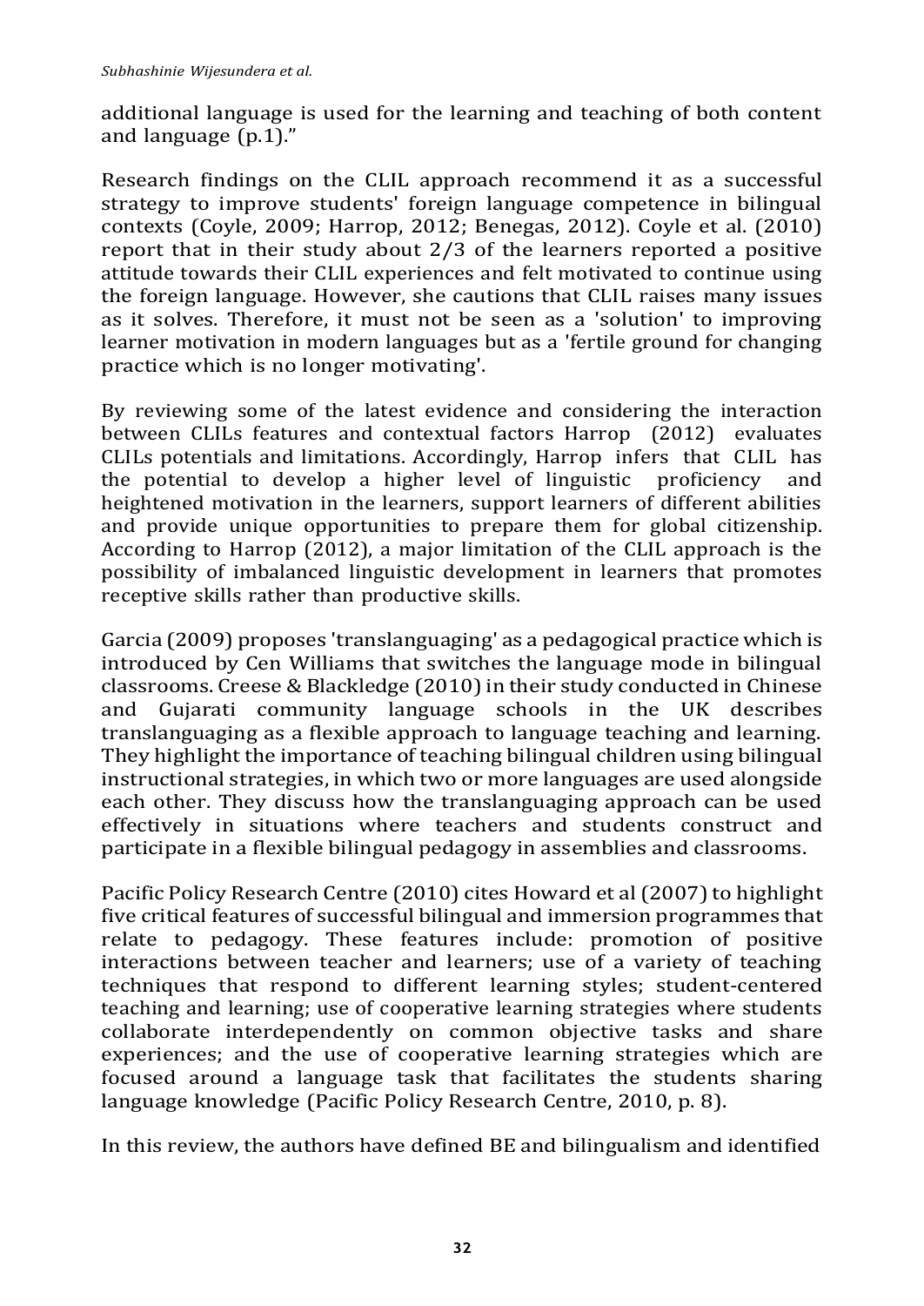additional language is used for the learning and teaching of both content and language (p.1)."

Research findings on the CLIL approach recommend it as a successful strategy to improve students' foreign language competence in bilingual contexts (Coyle, 2009; Harrop, 2012; Benegas, 2012). Coyle et al. (2010) report that in their study about 2/3 of the learners reported a positive attitude towards their CLIL experiences and felt motivated to continue using the foreign language. However, she cautions that CLIL raises many issues as it solves. Therefore, it must not be seen as a 'solution' to improving learner motivation in modern languages but as a 'fertile ground for changing practice which is no longer motivating'.

By reviewing some of the latest evidence and considering the interaction between CLILs features and contextual factors Harrop (2012) evaluates CLILs potentials and limitations. Accordingly, Harrop infers that CLIL has the potential to develop a higher level of linguistic proficiency and heightened motivation in the learners, support learners of different abilities and provide unique opportunities to prepare them for global citizenship. According to Harrop (2012), a major limitation of the CLIL approach is the possibility of imbalanced linguistic development in learners that promotes receptive skills rather than productive skills.

Garcia (2009) proposes 'translanguaging' as a pedagogical practice which is introduced by Cen Williams that switches the language mode in bilingual classrooms. Creese & Blackledge (2010) in their study conducted in Chinese and Gujarati community language schools in the UK describes translanguaging as a flexible approach to language teaching and learning. They highlight the importance of teaching bilingual children using bilingual instructional strategies, in which two or more languages are used alongside each other. They discuss how the translanguaging approach can be used effectively in situations where teachers and students construct and participate in a flexible bilingual pedagogy in assemblies and classrooms.

Pacific Policy Research Centre (2010) cites Howard et al (2007) to highlight five critical features of successful bilingual and immersion programmes that relate to pedagogy. These features include: promotion of positive interactions between teacher and learners; use of a variety of teaching techniques that respond to different learning styles; student-centered teaching and learning; use of cooperative learning strategies where students collaborate interdependently on common objective tasks and share experiences; and the use of cooperative learning strategies which are focused around a language task that facilitates the students sharing language knowledge (Pacific Policy Research Centre, 2010, p. 8).

In this review, the authors have defined BE and bilingualism and identified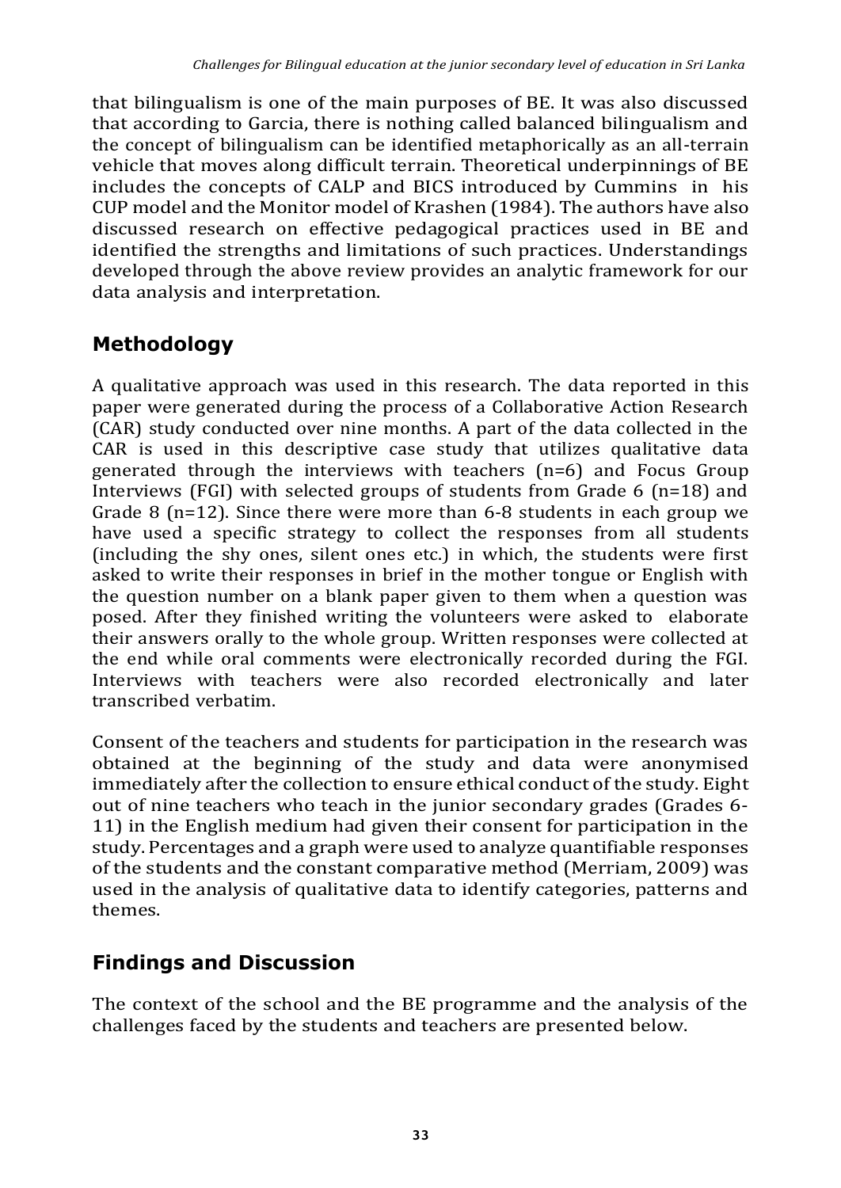that bilingualism is one of the main purposes of BE. It was also discussed that according to Garcia, there is nothing called balanced bilingualism and the concept of bilingualism can be identified metaphorically as an all-terrain vehicle that moves along difficult terrain. Theoretical underpinnings of BE includes the concepts of CALP and BICS introduced by Cummins in his CUP model and the Monitor model of Krashen (1984). The authors have also discussed research on effective pedagogical practices used in BE and identified the strengths and limitations of such practices. Understandings developed through the above review provides an analytic framework for our data analysis and interpretation.

## Methodology

A qualitative approach was used in this research. The data reported in this paper were generated during the process of a Collaborative Action Research (CAR) study conducted over nine months. A part of the data collected in the CAR is used in this descriptive case study that utilizes qualitative data generated through the interviews with teachers (n=6) and Focus Group Interviews (FGI) with selected groups of students from Grade 6 (n=18) and Grade 8 (n=12). Since there were more than 6-8 students in each group we have used a specific strategy to collect the responses from all students (including the shy ones, silent ones etc.) in which, the students were first asked to write their responses in brief in the mother tongue or English with the question number on a blank paper given to them when a question was posed. After they finished writing the volunteers were asked to elaborate their answers orally to the whole group. Written responses were collected at the end while oral comments were electronically recorded during the FGI. Interviews with teachers were also recorded electronically and later transcribed verbatim.

Consent of the teachers and students for participation in the research was obtained at the beginning of the study and data were anonymised immediately after the collection to ensure ethical conduct of the study. Eight out of nine teachers who teach in the junior secondary grades (Grades 6-11) in the English medium had given their consent for participation in the study. Percentages and a graph were used to analyze quantifiable responses of the students and the constant comparative method (Merriam, 2009) was used in the analysis of qualitative data to identify categories, patterns and themes.

## Findings and Discussion

The context of the school and the BE programme and the analysis of the challenges faced by the students and teachers are presented below.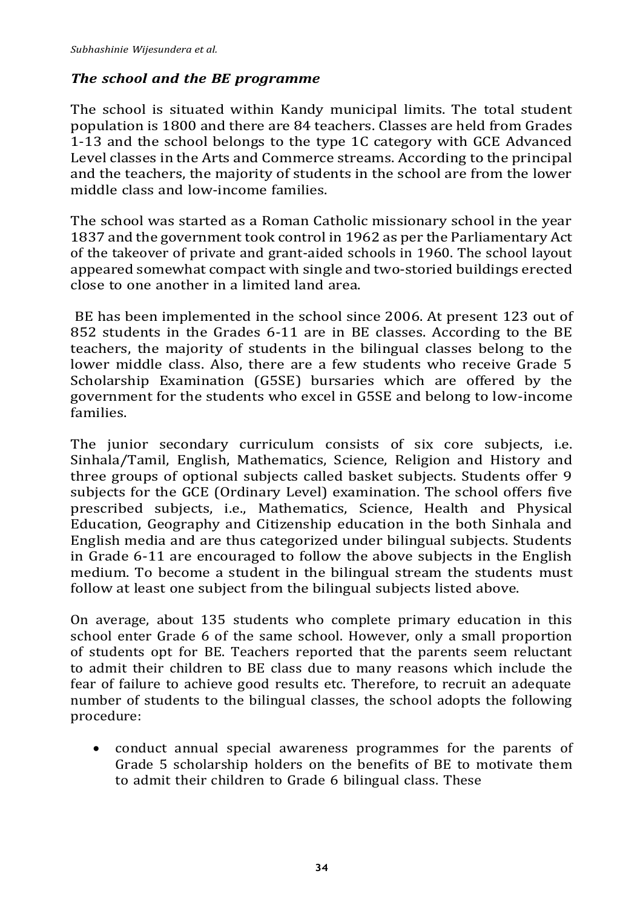### *The school and the BE programme*

The school is situated within Kandy municipal limits. The total student population is 1800 and there are 84 teachers. Classes are held from Grades 1-13 and the school belongs to the type 1C category with GCE Advanced Level classes in the Arts and Commerce streams. According to the principal and the teachers, the majority of students in the school are from the lower middle class and low-income families.

The school was started as a Roman Catholic missionary school in the year 1837 and the government took control in 1962 as per the Parliamentary Act of the takeover of private and grant-aided schools in 1960. The school layout appeared somewhat compact with single and two-storied buildings erected close to one another in a limited land area.

BE has been implemented in the school since 2006. At present 123 out of 852 students in the Grades 6-11 are in BE classes. According to the BE teachers, the majority of students in the bilingual classes belong to the lower middle class. Also, there are a few students who receive Grade 5 Scholarship Examination (G5SE) bursaries which are offered by the government for the students who excel in G5SE and belong to low-income families.

The junior secondary curriculum consists of six core subjects, i.e. Sinhala/Tamil, English, Mathematics, Science, Religion and History and three groups of optional subjects called basket subjects. Students offer 9 subjects for the GCE (Ordinary Level) examination. The school offers five prescribed subjects, i.e., Mathematics, Science, Health and Physical Education, Geography and Citizenship education in the both Sinhala and English media and are thus categorized under bilingual subjects. Students in Grade 6-11 are encouraged to follow the above subjects in the English medium. To become a student in the bilingual stream the students must follow at least one subject from the bilingual subjects listed above.

On average, about 135 students who complete primary education in this school enter Grade 6 of the same school. However, only a small proportion of students opt for BE. Teachers reported that the parents seem reluctant to admit their children to BE class due to many reasons which include the fear of failure to achieve good results etc. Therefore, to recruit an adequate number of students to the bilingual classes, the school adopts the following procedure:

- conduct annual special awareness programmes for the parents of Grade 5 scholarship holders on the benefits of BE to motivate them to admit their children to Grade 6 bilingual class. These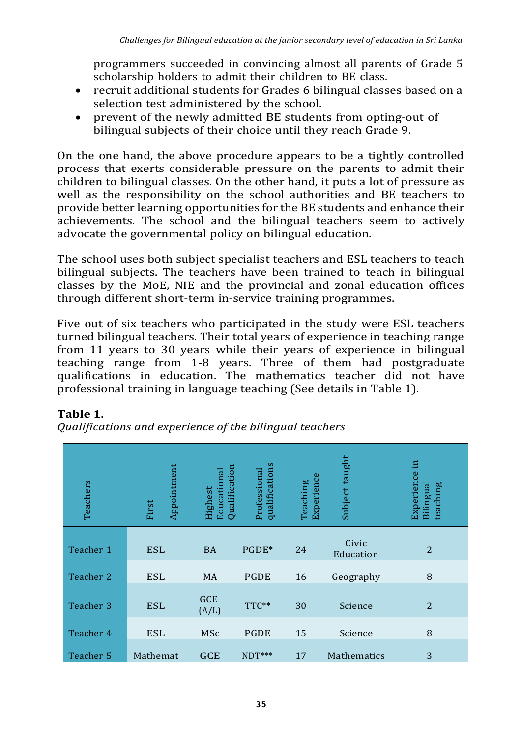programmers succeeded in convincing almost all parents of Grade 5 scholarship holders to admit their children to BE class.

- recruit additional students for Grades 6 bilingual classes based on a selection test administered by the school.
- prevent of the newly admitted BE students from opting-out of bilingual subjects of their choice until they reach Grade 9.

On the one hand, the above procedure appears to be a tightly controlled process that exerts considerable pressure on the parents to admit their children to bilingual classes. On the other hand, it puts a lot of pressure as well as the responsibility on the school authorities and BE teachers to provide better learning opportunities for the BE students and enhance their achievements. The school and the bilingual teachers seem to actively advocate the governmental policy on bilingual education.

The school uses both subject specialist teachers and ESL teachers to teach bilingual subjects. The teachers have been trained to teach in bilingual classes by the MoE, NIE and the provincial and zonal education offices through different short-term in-service training programmes.

Five out of six teachers who participated in the study were ESL teachers turned bilingual teachers. Their total years of experience in teaching range from 11 years to 30 years while their years of experience in bilingual teaching range from 1-8 years. Three of them had postgraduate qualifications in education. The mathematics teacher did not have professional training in language teaching (See details in Table 1).

**Table 1.**
*Qualifications and experience of the bilingual teachers*

| Teachers | First Appointment | Highest Educational Qualification | Professional qualifications | Teaching Experience | Subject taught | Experience in Bilingual teaching |
|---|---|---|---|---|---|---|
| Teacher 1 | ESL | BA | PGDE* | 24 | Civic Education | 2 |
| Teacher 2 | ESL | MA | PGDE | 16 | Geography | 8 |
| Teacher 3 | ESL | GCE (A/L) | TTC** | 30 | Science | 2 |
| Teacher 4 | ESL | MSc | PGDE | 15 | Science | 8 |
| Teacher 5 | Mathemat | GCE | NDT*** | 17 | Mathematics | 3 |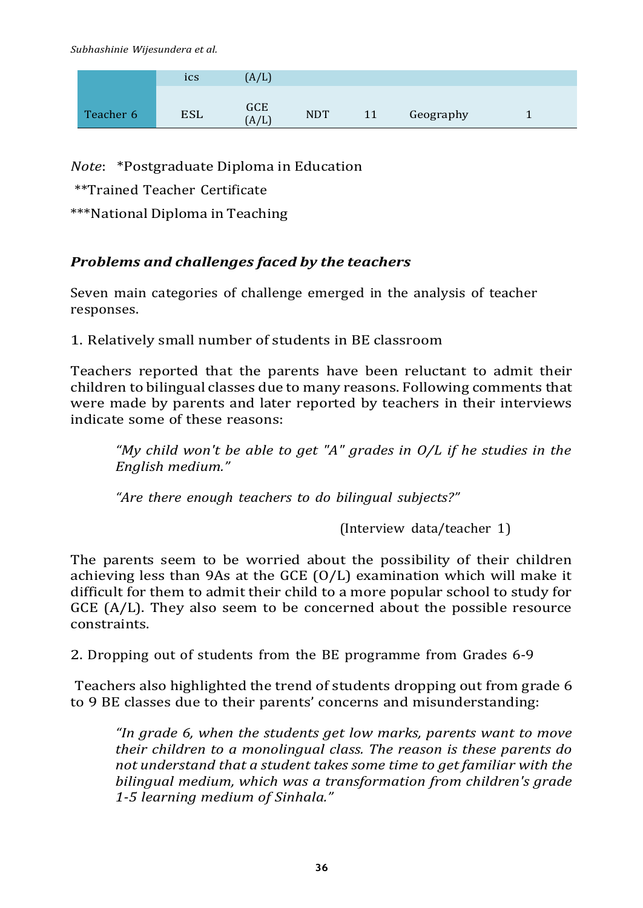|  | ics | (A/L) |  |  |  |  |
|---|---|---|---|---|---|---|
| Teacher 6 | ESL | GCE (A/L) | NDT | 11 | Geography | 1 |

*Note*: *Postgraduate Diploma in Education

**Trained Teacher Certificate

***National Diploma in Teaching

### *Problems and challenges faced by the teachers*

Seven main categories of challenge emerged in the analysis of teacher responses.

1. Relatively small number of students in BE classroom

Teachers reported that the parents have been reluctant to admit their children to bilingual classes due to many reasons. Following comments that were made by parents and later reported by teachers in their interviews indicate some of these reasons:

> *"My child won't be able to get "A" grades in O/L if he studies in the English medium."*
>
> *"Are there enough teachers to do bilingual subjects?"*
>
> (Interview data/teacher 1)

The parents seem to be worried about the possibility of their children achieving less than 9As at the GCE (O/L) examination which will make it difficult for them to admit their child to a more popular school to study for GCE (A/L). They also seem to be concerned about the possible resource constraints.

2. Dropping out of students from the BE programme from Grades 6-9

Teachers also highlighted the trend of students dropping out from grade 6 to 9 BE classes due to their parents' concerns and misunderstanding:

> *"In grade 6, when the students get low marks, parents want to move their children to a monolingual class. The reason is these parents do not understand that a student takes some time to get familiar with the bilingual medium, which was a transformation from children's grade 1-5 learning medium of Sinhala."*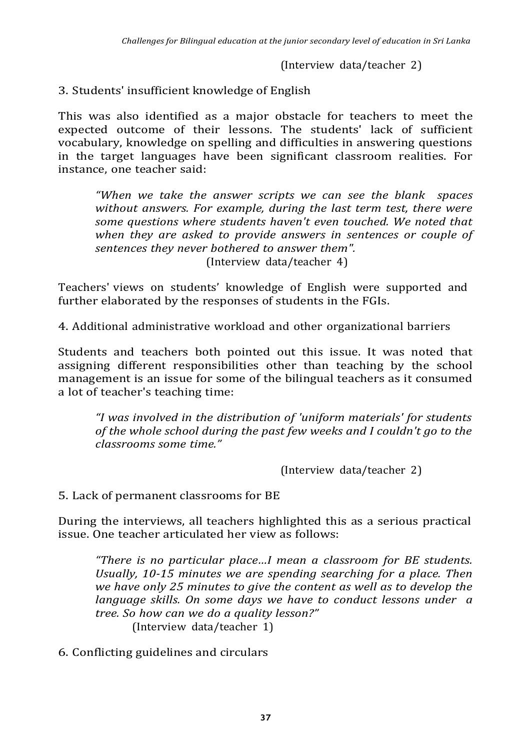(Interview data/teacher 2)

3. Students' insufficient knowledge of English

This was also identified as a major obstacle for teachers to meet the expected outcome of their lessons. The students' lack of sufficient vocabulary, knowledge on spelling and difficulties in answering questions in the target languages have been significant classroom realities. For instance, one teacher said:

> *"When we take the answer scripts we can see the blank spaces without answers. For example, during the last term test, there were some questions where students haven't even touched. We noted that when they are asked to provide answers in sentences or couple of sentences they never bothered to answer them".*
>
> (Interview data/teacher 4)

Teachers' views on students' knowledge of English were supported and further elaborated by the responses of students in the FGIs.

4. Additional administrative workload and other organizational barriers

Students and teachers both pointed out this issue. It was noted that assigning different responsibilities other than teaching by the school management is an issue for some of the bilingual teachers as it consumed a lot of teacher's teaching time:

> *"I was involved in the distribution of 'uniform materials' for students of the whole school during the past few weeks and I couldn't go to the classrooms some time."*
>
> (Interview data/teacher 2)

5. Lack of permanent classrooms for BE

During the interviews, all teachers highlighted this as a serious practical issue. One teacher articulated her view as follows:

> *"There is no particular place…I mean a classroom for BE students. Usually, 10-15 minutes we are spending searching for a place. Then we have only 25 minutes to give the content as well as to develop the language skills. On some days we have to conduct lessons under a tree. So how can we do a quality lesson?"*
>
> (Interview data/teacher 1)

6. Conflicting guidelines and circulars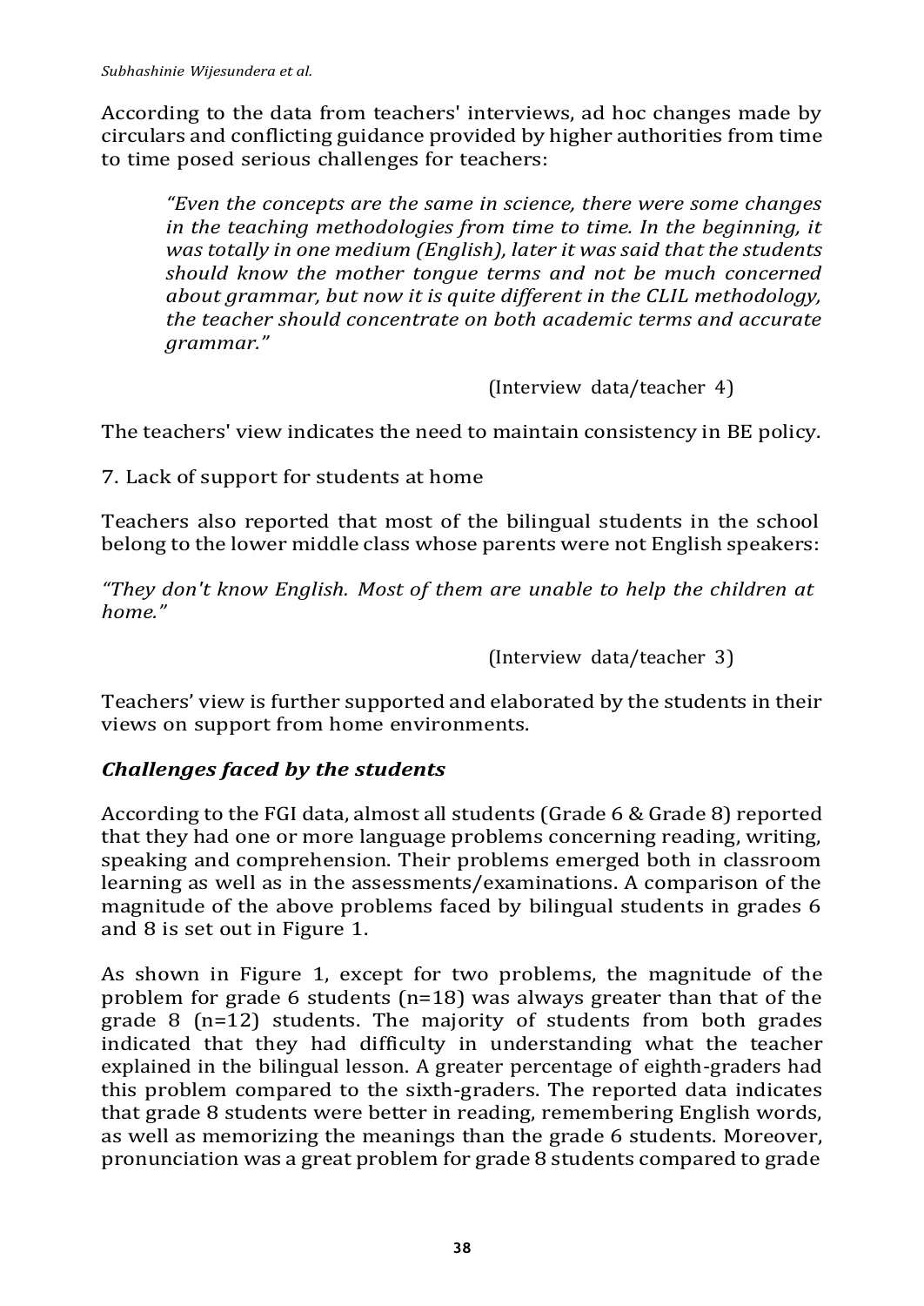According to the data from teachers' interviews, ad hoc changes made by circulars and conflicting guidance provided by higher authorities from time to time posed serious challenges for teachers:

> *"Even the concepts are the same in science, there were some changes in the teaching methodologies from time to time. In the beginning, it was totally in one medium (English), later it was said that the students should know the mother tongue terms and not be much concerned about grammar, but now it is quite different in the CLIL methodology, the teacher should concentrate on both academic terms and accurate grammar."*
>
> (Interview data/teacher 4)

The teachers' view indicates the need to maintain consistency in BE policy.

7. Lack of support for students at home

Teachers also reported that most of the bilingual students in the school belong to the lower middle class whose parents were not English speakers:

*"They don't know English. Most of them are unable to help the children at home."*

(Interview data/teacher 3)

Teachers' view is further supported and elaborated by the students in their views on support from home environments.

### *Challenges faced by the students*

According to the FGI data, almost all students (Grade 6 & Grade 8) reported that they had one or more language problems concerning reading, writing, speaking and comprehension. Their problems emerged both in classroom learning as well as in the assessments/examinations. A comparison of the magnitude of the above problems faced by bilingual students in grades 6 and 8 is set out in Figure 1.

As shown in Figure 1, except for two problems, the magnitude of the problem for grade 6 students (n=18) was always greater than that of the grade 8 (n=12) students. The majority of students from both grades indicated that they had difficulty in understanding what the teacher explained in the bilingual lesson. A greater percentage of eighth-graders had this problem compared to the sixth-graders. The reported data indicates that grade 8 students were better in reading, remembering English words, as well as memorizing the meanings than the grade 6 students. Moreover, pronunciation was a great problem for grade 8 students compared to grade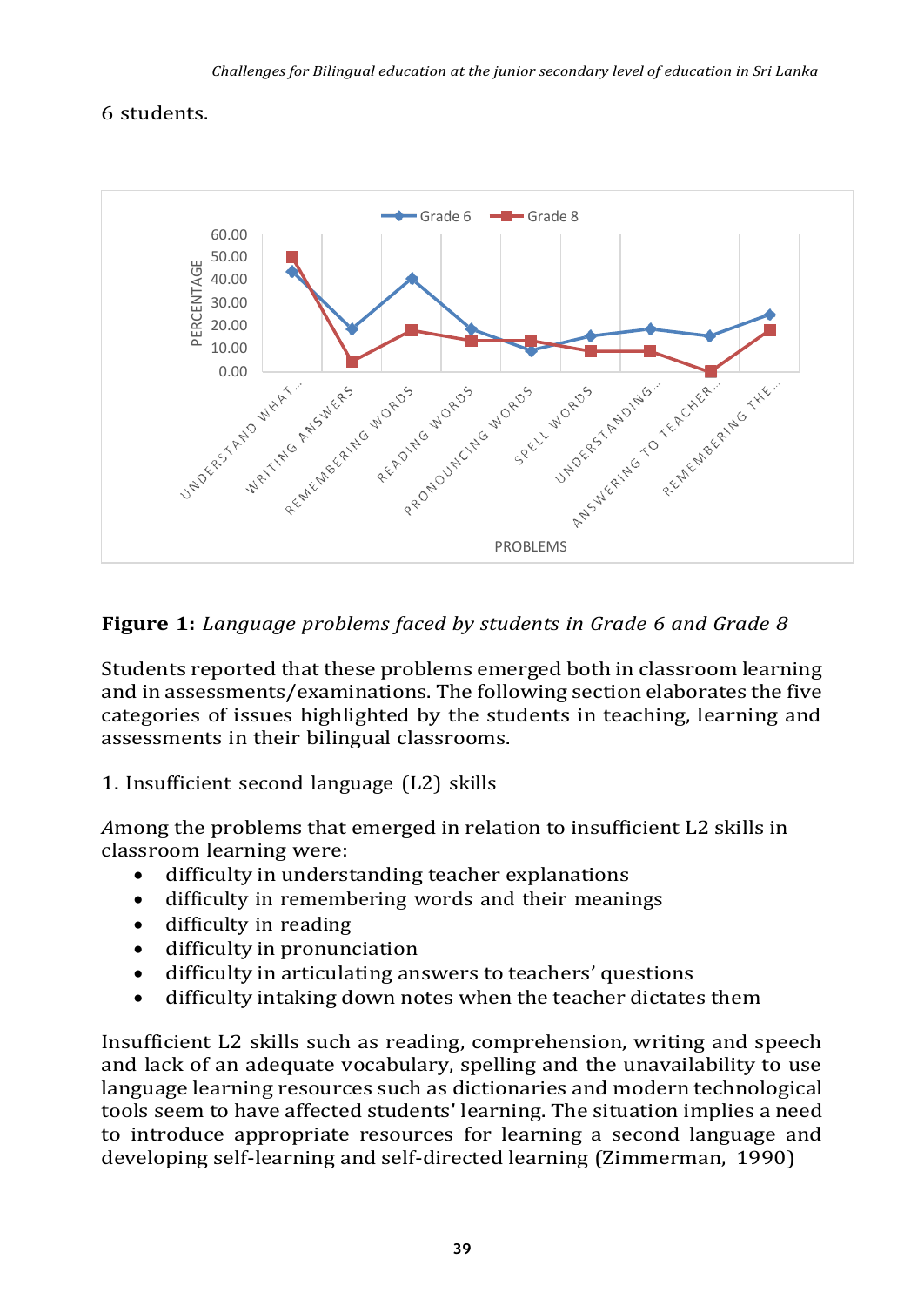6 students.

Figure 1: *Language problems faced by students in Grade 6 and Grade 8*

Students reported that these problems emerged both in classroom learning and in assessments/examinations. The following section elaborates the five categories of issues highlighted by the students in teaching, learning and assessments in their bilingual classrooms.

1. Insufficient second language (L2) skills

*A*mong the problems that emerged in relation to insufficient L2 skills in classroom learning were:

- difficulty in understanding teacher explanations
- difficulty in remembering words and their meanings
- difficulty in reading
- difficulty in pronunciation
- difficulty in articulating answers to teachers' questions
- difficulty intaking down notes when the teacher dictates them

Insufficient L2 skills such as reading, comprehension, writing and speech and lack of an adequate vocabulary, spelling and the unavailability to use language learning resources such as dictionaries and modern technological tools seem to have affected students' learning. The situation implies a need to introduce appropriate resources for learning a second language and developing self-learning and self-directed learning (Zimmerman, 1990)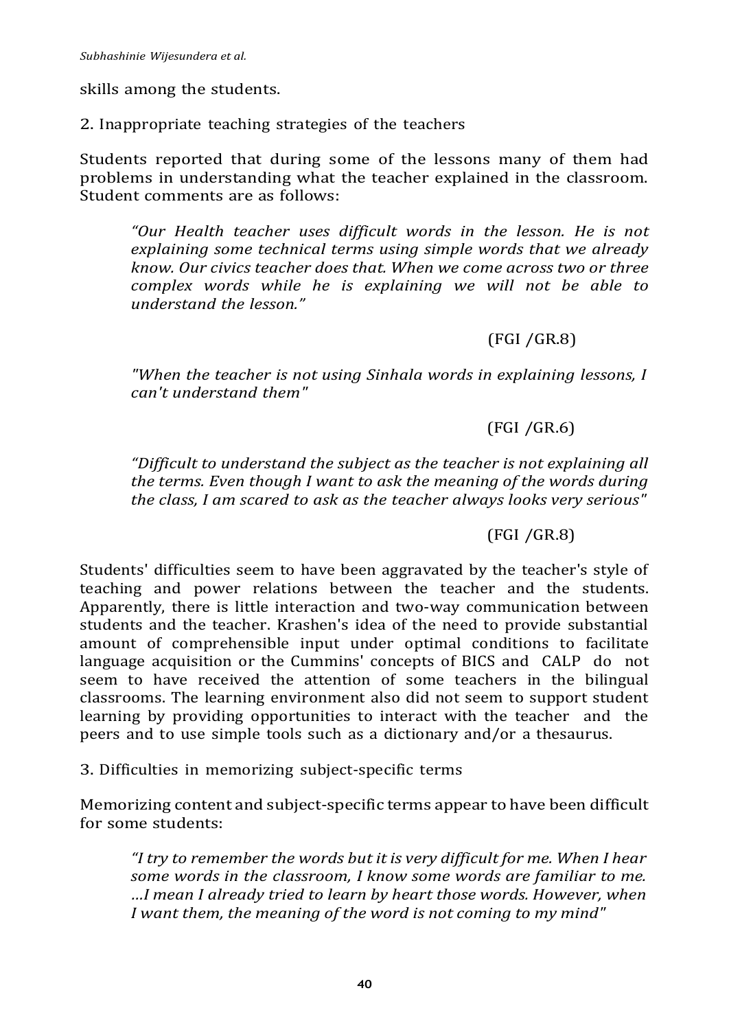skills among the students.

2. Inappropriate teaching strategies of the teachers

Students reported that during some of the lessons many of them had problems in understanding what the teacher explained in the classroom. Student comments are as follows:

> *"Our Health teacher uses difficult words in the lesson. He is not explaining some technical terms using simple words that we already know. Our civics teacher does that. When we come across two or three complex words while he is explaining we will not be able to understand the lesson."*
>
> (FGI /GR.8)

> *"When the teacher is not using Sinhala words in explaining lessons, I can't understand them"*
>
> (FGI /GR.6)

> *"Difficult to understand the subject as the teacher is not explaining all the terms. Even though I want to ask the meaning of the words during the class, I am scared to ask as the teacher always looks very serious"*
>
> (FGI /GR.8)

Students' difficulties seem to have been aggravated by the teacher's style of teaching and power relations between the teacher and the students. Apparently, there is little interaction and two-way communication between students and the teacher. Krashen's idea of the need to provide substantial amount of comprehensible input under optimal conditions to facilitate language acquisition or the Cummins' concepts of BICS and CALP do not seem to have received the attention of some teachers in the bilingual classrooms. The learning environment also did not seem to support student learning by providing opportunities to interact with the teacher and the peers and to use simple tools such as a dictionary and/or a thesaurus.

3. Difficulties in memorizing subject-specific terms

Memorizing content and subject-specific terms appear to have been difficult for some students:

> *"I try to remember the words but it is very difficult for me. When I hear some words in the classroom, I know some words are familiar to me. …I mean I already tried to learn by heart those words. However, when I want them, the meaning of the word is not coming to my mind"*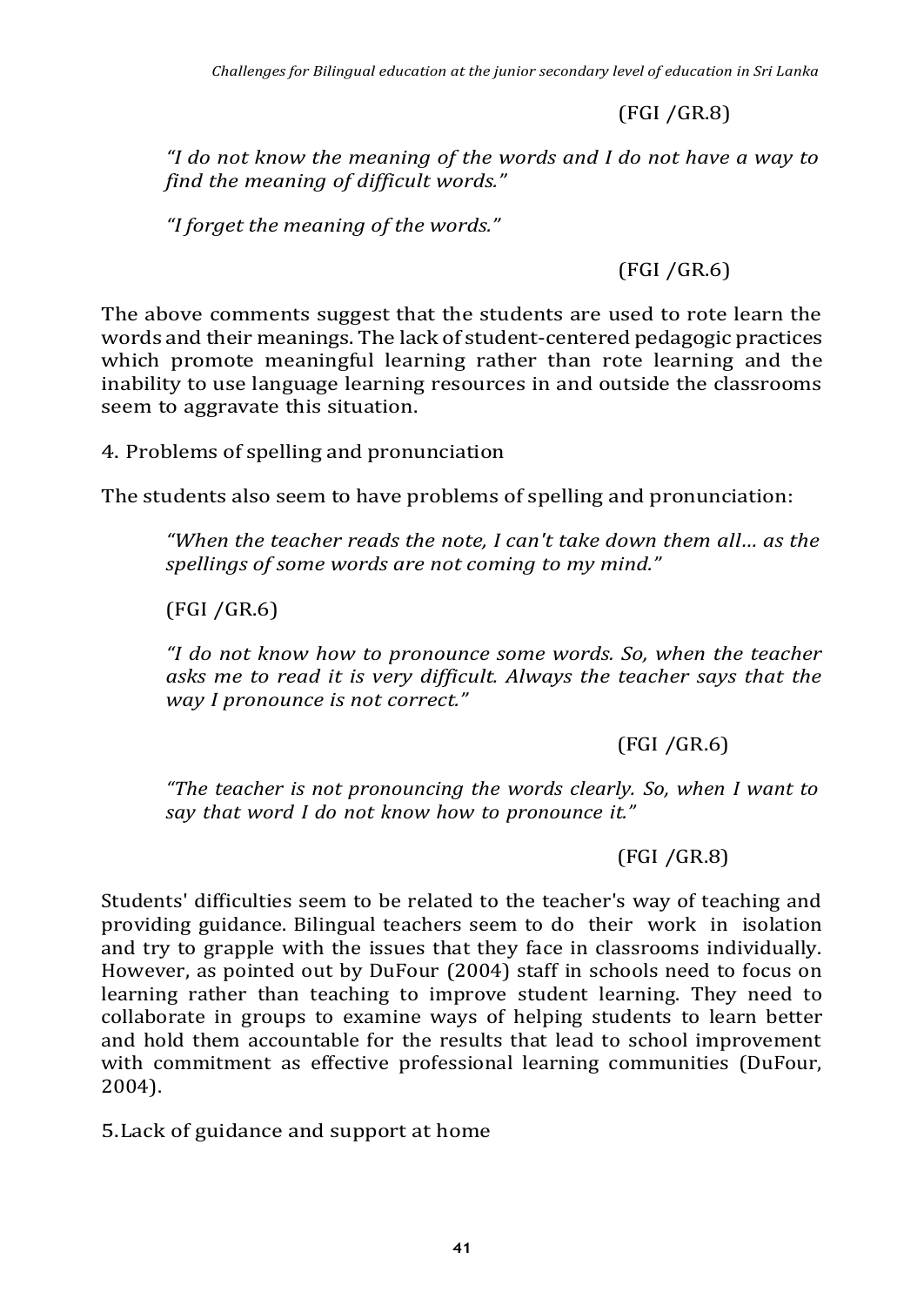(FGI /GR.8)

> *"I do not know the meaning of the words and I do not have a way to find the meaning of difficult words."*
>
> *"I forget the meaning of the words."*

(FGI /GR.6)

The above comments suggest that the students are used to rote learn the words and their meanings. The lack of student-centered pedagogic practices which promote meaningful learning rather than rote learning and the inability to use language learning resources in and outside the classrooms seem to aggravate this situation.

4. Problems of spelling and pronunciation

The students also seem to have problems of spelling and pronunciation:

> *"When the teacher reads the note, I can't take down them all... as the spellings of some words are not coming to my mind."*
>
> (FGI /GR.6)
>
> *"I do not know how to pronounce some words. So, when the teacher asks me to read it is very difficult. Always the teacher says that the way I pronounce is not correct."*
>
> (FGI /GR.6)
>
> *"The teacher is not pronouncing the words clearly. So, when I want to say that word I do not know how to pronounce it."*
>
> (FGI /GR.8)

Students' difficulties seem to be related to the teacher's way of teaching and providing guidance. Bilingual teachers seem to do their work in isolation and try to grapple with the issues that they face in classrooms individually. However, as pointed out by DuFour (2004) staff in schools need to focus on learning rather than teaching to improve student learning. They need to collaborate in groups to examine ways of helping students to learn better and hold them accountable for the results that lead to school improvement with commitment as effective professional learning communities (DuFour, 2004).

5. Lack of guidance and support at home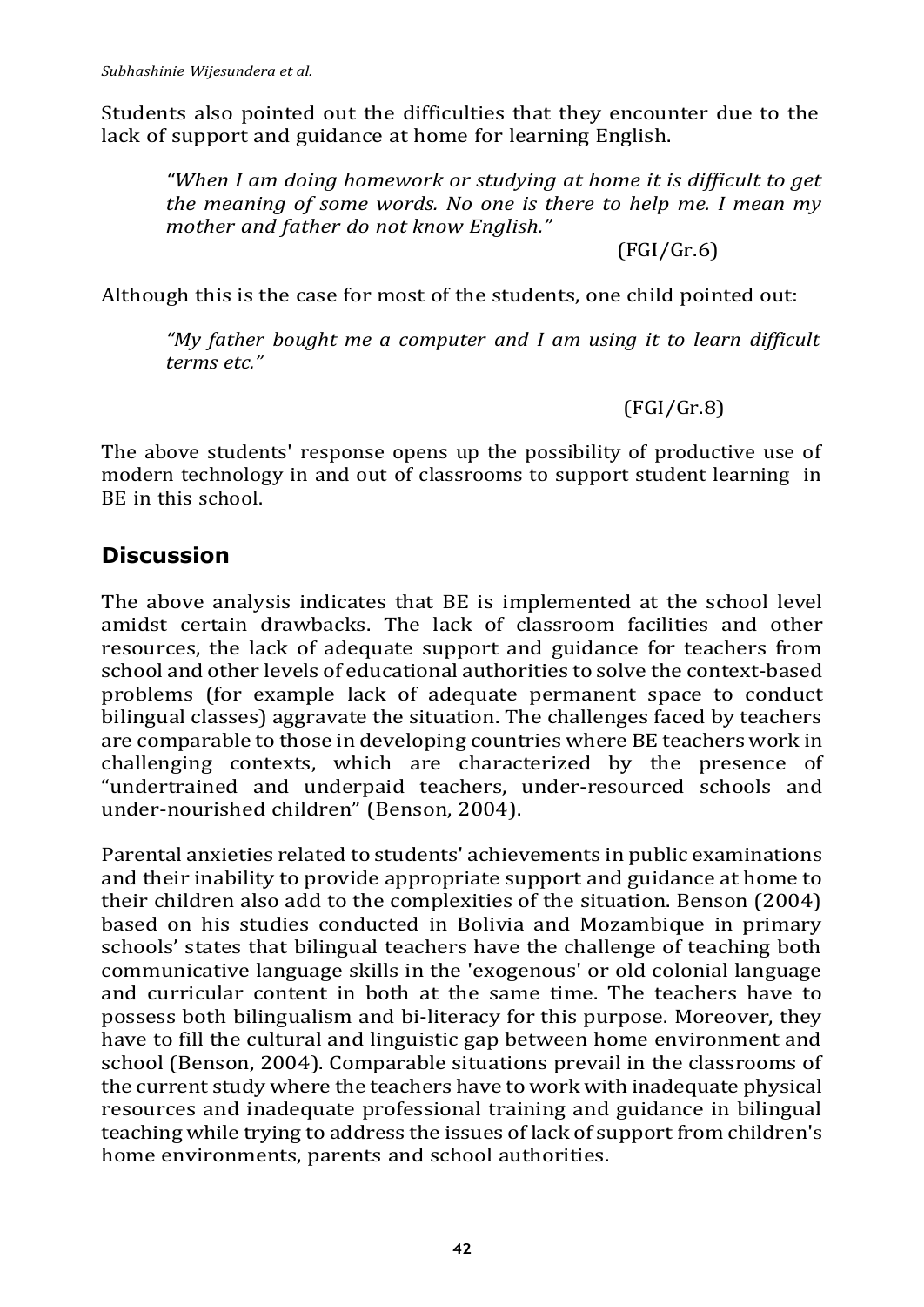Students also pointed out the difficulties that they encounter due to the lack of support and guidance at home for learning English.

> *"When I am doing homework or studying at home it is difficult to get the meaning of some words. No one is there to help me. I mean my mother and father do not know English."*
>
> (FGI/Gr.6)

Although this is the case for most of the students, one child pointed out:

> *"My father bought me a computer and I am using it to learn difficult terms etc."*
>
> (FGI/Gr.8)

The above students' response opens up the possibility of productive use of modern technology in and out of classrooms to support student learning in BE in this school.

## Discussion

The above analysis indicates that BE is implemented at the school level amidst certain drawbacks. The lack of classroom facilities and other resources, the lack of adequate support and guidance for teachers from school and other levels of educational authorities to solve the context-based problems (for example lack of adequate permanent space to conduct bilingual classes) aggravate the situation. The challenges faced by teachers are comparable to those in developing countries where BE teachers work in challenging contexts, which are characterized by the presence of "undertrained and underpaid teachers, under-resourced schools and under-nourished children" (Benson, 2004).

Parental anxieties related to students' achievements in public examinations and their inability to provide appropriate support and guidance at home to their children also add to the complexities of the situation. Benson (2004) based on his studies conducted in Bolivia and Mozambique in primary schools' states that bilingual teachers have the challenge of teaching both communicative language skills in the 'exogenous' or old colonial language and curricular content in both at the same time. The teachers have to possess both bilingualism and bi-literacy for this purpose. Moreover, they have to fill the cultural and linguistic gap between home environment and school (Benson, 2004). Comparable situations prevail in the classrooms of the current study where the teachers have to work with inadequate physical resources and inadequate professional training and guidance in bilingual teaching while trying to address the issues of lack of support from children's home environments, parents and school authorities.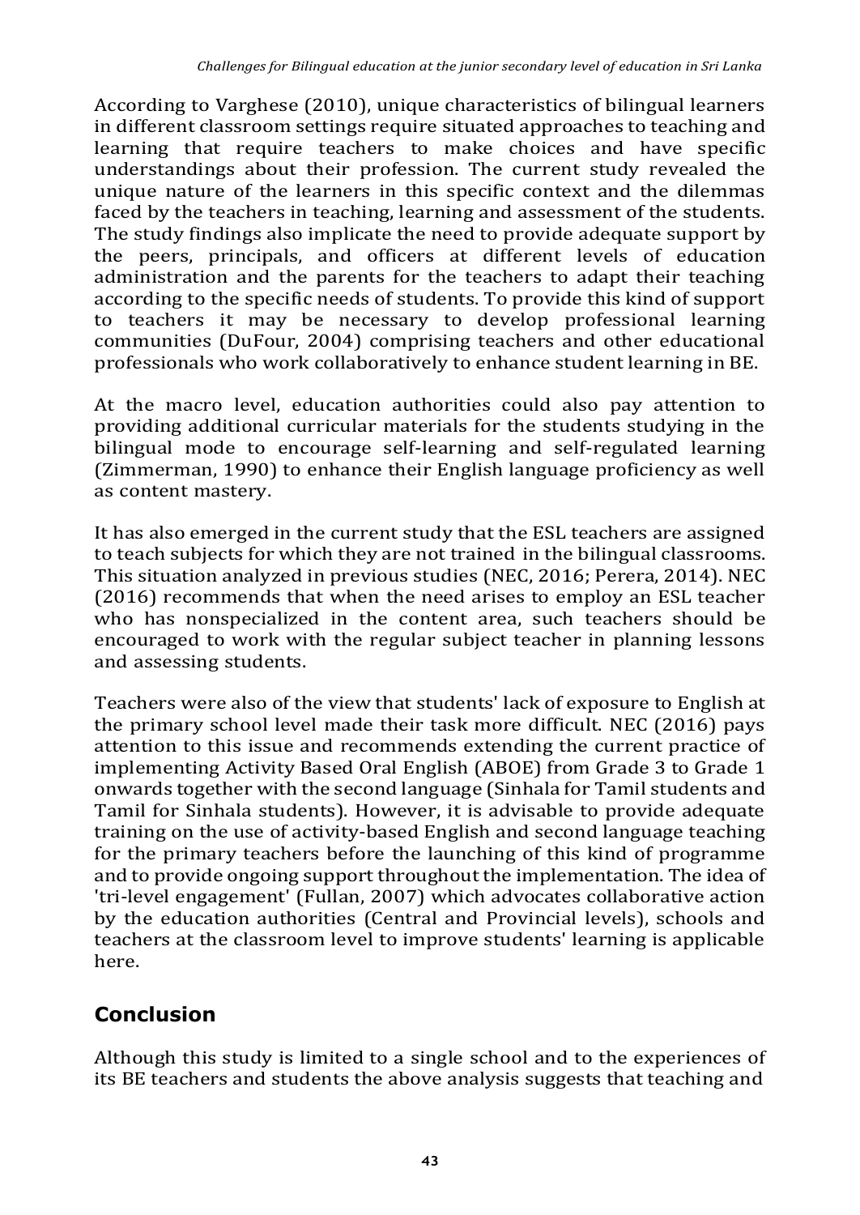According to Varghese (2010), unique characteristics of bilingual learners in different classroom settings require situated approaches to teaching and learning that require teachers to make choices and have specific understandings about their profession. The current study revealed the unique nature of the learners in this specific context and the dilemmas faced by the teachers in teaching, learning and assessment of the students. The study findings also implicate the need to provide adequate support by the peers, principals, and officers at different levels of education administration and the parents for the teachers to adapt their teaching according to the specific needs of students. To provide this kind of support to teachers it may be necessary to develop professional learning communities (DuFour, 2004) comprising teachers and other educational professionals who work collaboratively to enhance student learning in BE.

At the macro level, education authorities could also pay attention to providing additional curricular materials for the students studying in the bilingual mode to encourage self-learning and self-regulated learning (Zimmerman, 1990) to enhance their English language proficiency as well as content mastery.

It has also emerged in the current study that the ESL teachers are assigned to teach subjects for which they are not trained in the bilingual classrooms. This situation analyzed in previous studies (NEC, 2016; Perera, 2014). NEC (2016) recommends that when the need arises to employ an ESL teacher who has nonspecialized in the content area, such teachers should be encouraged to work with the regular subject teacher in planning lessons and assessing students.

Teachers were also of the view that students' lack of exposure to English at the primary school level made their task more difficult. NEC (2016) pays attention to this issue and recommends extending the current practice of implementing Activity Based Oral English (ABOE) from Grade 3 to Grade 1 onwards together with the second language (Sinhala for Tamil students and Tamil for Sinhala students). However, it is advisable to provide adequate training on the use of activity-based English and second language teaching for the primary teachers before the launching of this kind of programme and to provide ongoing support throughout the implementation. The idea of 'tri-level engagement' (Fullan, 2007) which advocates collaborative action by the education authorities (Central and Provincial levels), schools and teachers at the classroom level to improve students' learning is applicable here.

## Conclusion

Although this study is limited to a single school and to the experiences of its BE teachers and students the above analysis suggests that teaching and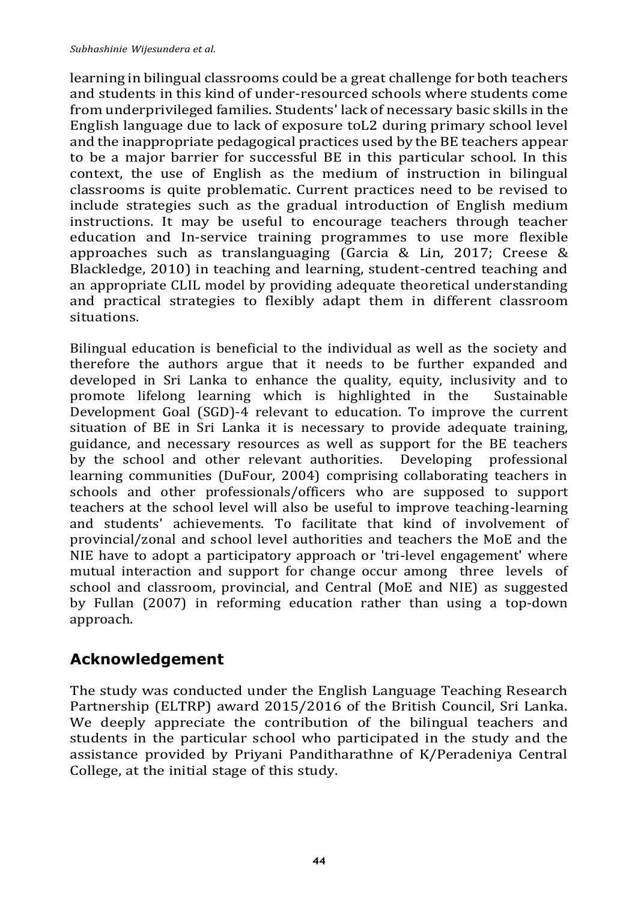learning in bilingual classrooms could be a great challenge for both teachers and students in this kind of under-resourced schools where students come from underprivileged families. Students' lack of necessary basic skills in the English language due to lack of exposure toL2 during primary school level and the inappropriate pedagogical practices used by the BE teachers appear to be a major barrier for successful BE in this particular school. In this context, the use of English as the medium of instruction in bilingual classrooms is quite problematic. Current practices need to be revised to include strategies such as the gradual introduction of English medium instructions. It may be useful to encourage teachers through teacher education and In-service training programmes to use more flexible approaches such as translanguaging (Garcia & Lin, 2017; Creese & Blackledge, 2010) in teaching and learning, student-centred teaching and an appropriate CLIL model by providing adequate theoretical understanding and practical strategies to flexibly adapt them in different classroom situations.

Bilingual education is beneficial to the individual as well as the society and therefore the authors argue that it needs to be further expanded and developed in Sri Lanka to enhance the quality, equity, inclusivity and to promote lifelong learning which is highlighted in the Sustainable Development Goal (SGD)-4 relevant to education. To improve the current situation of BE in Sri Lanka it is necessary to provide adequate training, guidance, and necessary resources as well as support for the BE teachers by the school and other relevant authorities. Developing professional learning communities (DuFour, 2004) comprising collaborating teachers in schools and other professionals/officers who are supposed to support teachers at the school level will also be useful to improve teaching-learning and students' achievements. To facilitate that kind of involvement of provincial/zonal and school level authorities and teachers the MoE and the NIE have to adopt a participatory approach or 'tri-level engagement' where mutual interaction and support for change occur among three levels of school and classroom, provincial, and Central (MoE and NIE) as suggested by Fullan (2007) in reforming education rather than using a top-down approach.

## Acknowledgement

The study was conducted under the English Language Teaching Research Partnership (ELTRP) award 2015/2016 of the British Council, Sri Lanka. We deeply appreciate the contribution of the bilingual teachers and students in the particular school who participated in the study and the assistance provided by Priyani Panditharathne of K/Peradeniya Central College, at the initial stage of this study.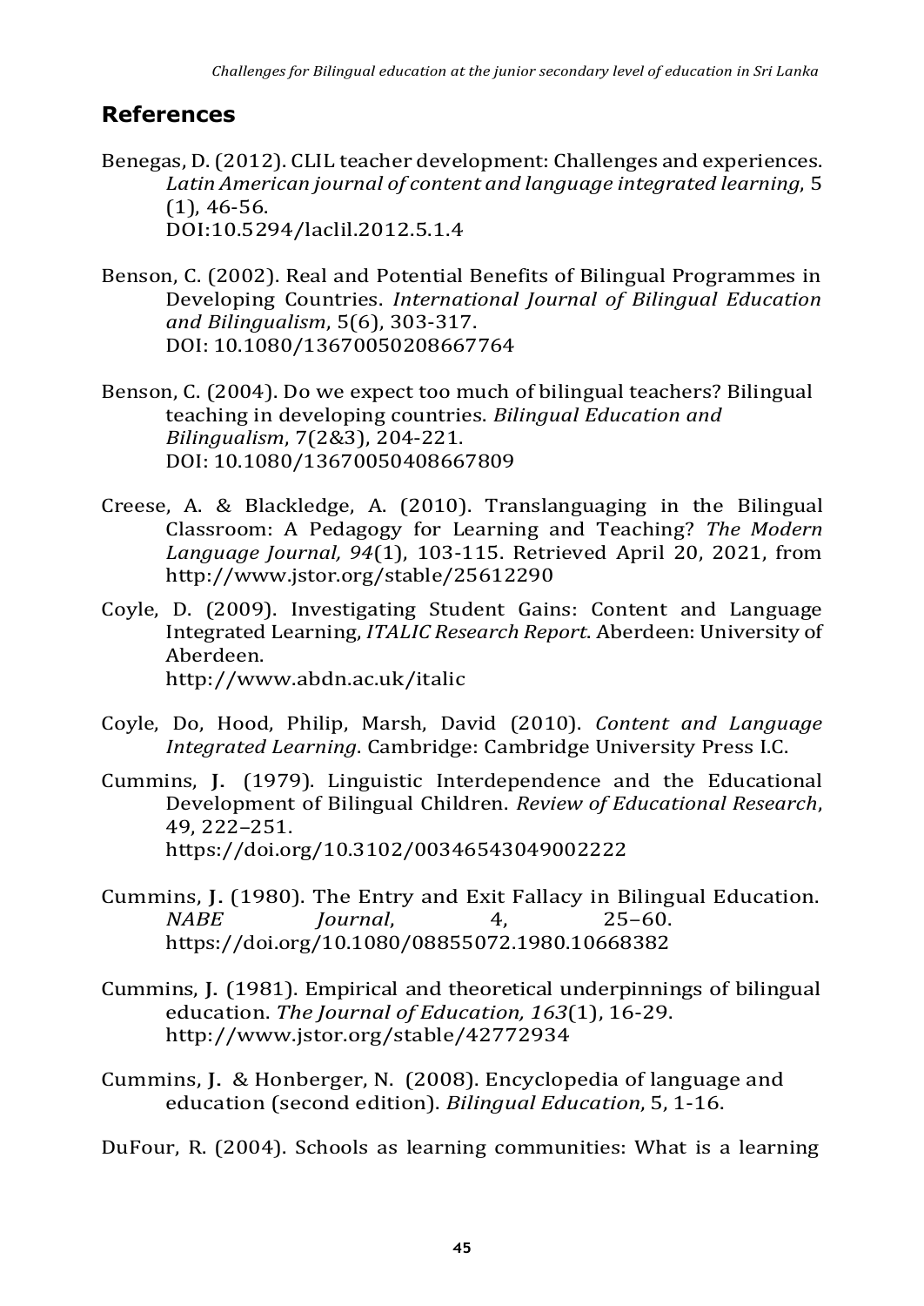## References

Benegas, D. (2012). CLIL teacher development: Challenges and experiences. *Latin American journal of content and language integrated learning*, 5 (1), 46-56.
DOI:10.5294/laclil.2012.5.1.4

Benson, C. (2002). Real and Potential Benefits of Bilingual Programmes in Developing Countries. *International Journal of Bilingual Education and Bilingualism*, 5(6), 303-317.
DOI: 10.1080/13670050208667764

Benson, C. (2004). Do we expect too much of bilingual teachers? Bilingual teaching in developing countries. *Bilingual Education and Bilingualism*, 7(2&3), 204-221.
DOI: 10.1080/13670050408667809

Creese, A. & Blackledge, A. (2010). Translanguaging in the Bilingual Classroom: A Pedagogy for Learning and Teaching? *The Modern Language Journal, 94*(1), 103-115. Retrieved April 20, 2021, from http://www.jstor.org/stable/25612290

Coyle, D. (2009). Investigating Student Gains: Content and Language Integrated Learning, *ITALIC Research Report*. Aberdeen: University of Aberdeen.
http://www.abdn.ac.uk/italic

Coyle, Do, Hood, Philip, Marsh, David (2010). *Content and Language Integrated Learning*. Cambridge: Cambridge University Press I.C.

Cummins, J. (1979). Linguistic Interdependence and the Educational Development of Bilingual Children. *Review of Educational Research*, 49, 222–251.
https://doi.org/10.3102/00346543049002222

Cummins, J. (1980). The Entry and Exit Fallacy in Bilingual Education. *NABE Journal*, 4, 25–60.
https://doi.org/10.1080/08855072.1980.10668382

Cummins, J. (1981). Empirical and theoretical underpinnings of bilingual education. *The Journal of Education, 163*(1), 16-29.
http://www.jstor.org/stable/42772934

Cummins, J. & Honberger, N. (2008). Encyclopedia of language and education (second edition). *Bilingual Education*, 5, 1-16.

DuFour, R. (2004). Schools as learning communities: What is a learning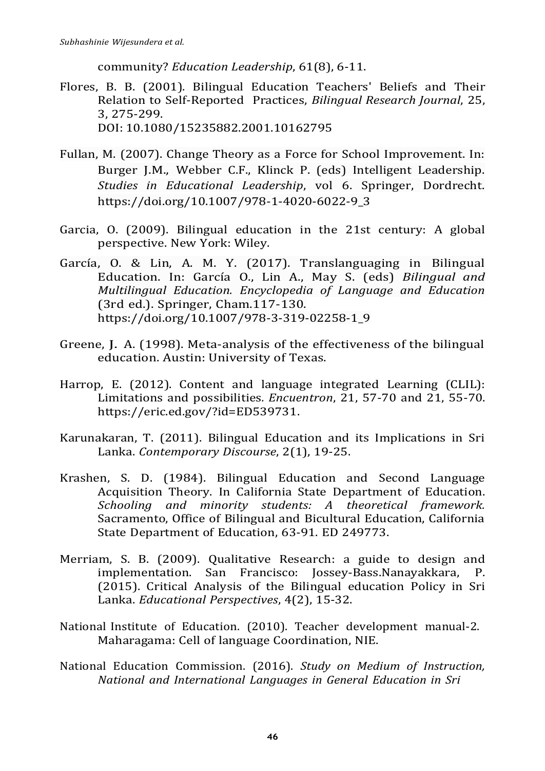community? *Education Leadership*, 61(8), 6-11.

Flores, B. B. (2001). Bilingual Education Teachers' Beliefs and Their Relation to Self-Reported Practices, *Bilingual Research Journal*, 25, 3, 275-299. DOI: 10.1080/15235882.2001.10162795

Fullan, M. (2007). Change Theory as a Force for School Improvement. In: Burger J.M., Webber C.F., Klinck P. (eds) Intelligent Leadership. *Studies in Educational Leadership*, vol 6. Springer, Dordrecht. https://doi.org/10.1007/978-1-4020-6022-9_3

Garcia, O. (2009). Bilingual education in the 21st century: A global perspective. New York: Wiley.

García, O. & Lin, A. M. Y. (2017). Translanguaging in Bilingual Education. In: García O., Lin A., May S. (eds) *Bilingual and Multilingual Education. Encyclopedia of Language and Education* (3rd ed.). Springer, Cham.117-130. https://doi.org/10.1007/978-3-319-02258-1_9

Greene, J. A. (1998). Meta-analysis of the effectiveness of the bilingual education. Austin: University of Texas.

Harrop, E. (2012). Content and language integrated Learning (CLIL): Limitations and possibilities. *Encuentron*, 21, 57-70 and 21, 55-70. https://eric.ed.gov/?id=ED539731.

Karunakaran, T. (2011). Bilingual Education and its Implications in Sri Lanka. *Contemporary Discourse*, 2(1), 19-25.

Krashen, S. D. (1984). Bilingual Education and Second Language Acquisition Theory. In California State Department of Education. *Schooling and minority students: A theoretical framework.* Sacramento, Office of Bilingual and Bicultural Education, California State Department of Education, 63-91. ED 249773.

Merriam, S. B. (2009). Qualitative Research: a guide to design and implementation. San Francisco: Jossey-Bass.Nanayakkara, P. (2015). Critical Analysis of the Bilingual education Policy in Sri Lanka. *Educational Perspectives*, 4(2), 15-32.

National Institute of Education. (2010). Teacher development manual-2. Maharagama: Cell of language Coordination, NIE.

National Education Commission. (2016). *Study on Medium of Instruction, National and International Languages in General Education in Sri*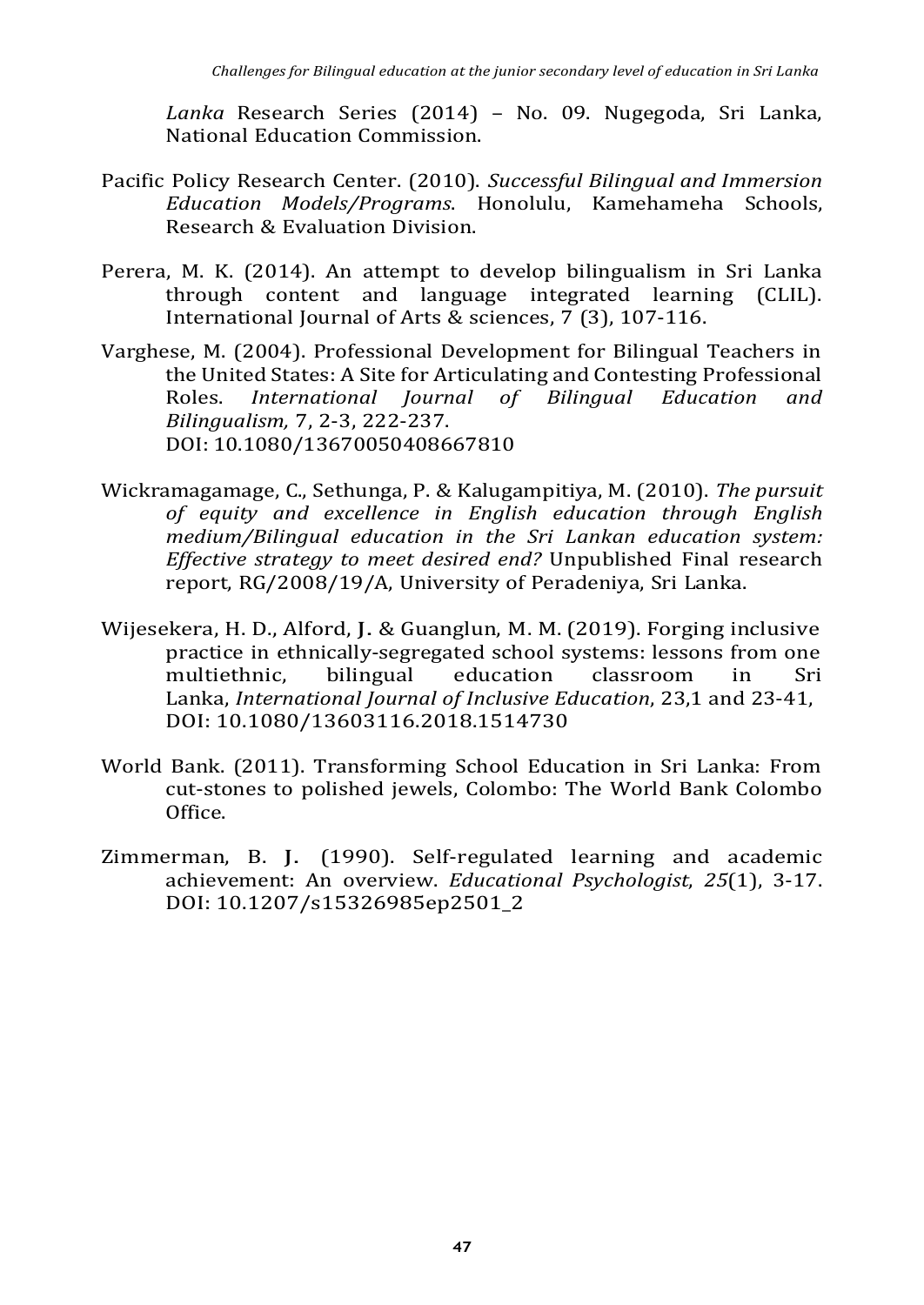*Lanka* Research Series (2014) – No. 09. Nugegoda, Sri Lanka, National Education Commission.

Pacific Policy Research Center. (2010). *Successful Bilingual and Immersion Education Models/Programs*. Honolulu, Kamehameha Schools, Research & Evaluation Division.

Perera, M. K. (2014). An attempt to develop bilingualism in Sri Lanka through content and language integrated learning (CLIL). International Journal of Arts & sciences, 7 (3), 107-116.

Varghese, M. (2004). Professional Development for Bilingual Teachers in the United States: A Site for Articulating and Contesting Professional Roles. *International Journal of Bilingual Education and Bilingualism,* 7, 2-3, 222-237. DOI: 10.1080/13670050408667810

Wickramagamage, C., Sethunga, P. & Kalugampitiya, M. (2010). *The pursuit of equity and excellence in English education through English medium/Bilingual education in the Sri Lankan education system: Effective strategy to meet desired end?* Unpublished Final research report, RG/2008/19/A, University of Peradeniya, Sri Lanka.

Wijesekera, H. D., Alford, J. & Guanglun, M. M. (2019). Forging inclusive practice in ethnically-segregated school systems: lessons from one multiethnic, bilingual education classroom in Sri Lanka, *International Journal of Inclusive Education*, 23,1 and 23-41, DOI: 10.1080/13603116.2018.1514730

World Bank. (2011). Transforming School Education in Sri Lanka: From cut-stones to polished jewels, Colombo: The World Bank Colombo Office.

Zimmerman, B. J. (1990). Self-regulated learning and academic achievement: An overview. *Educational Psychologist*, *25*(1), 3-17. DOI: 10.1207/s15326985ep2501_2